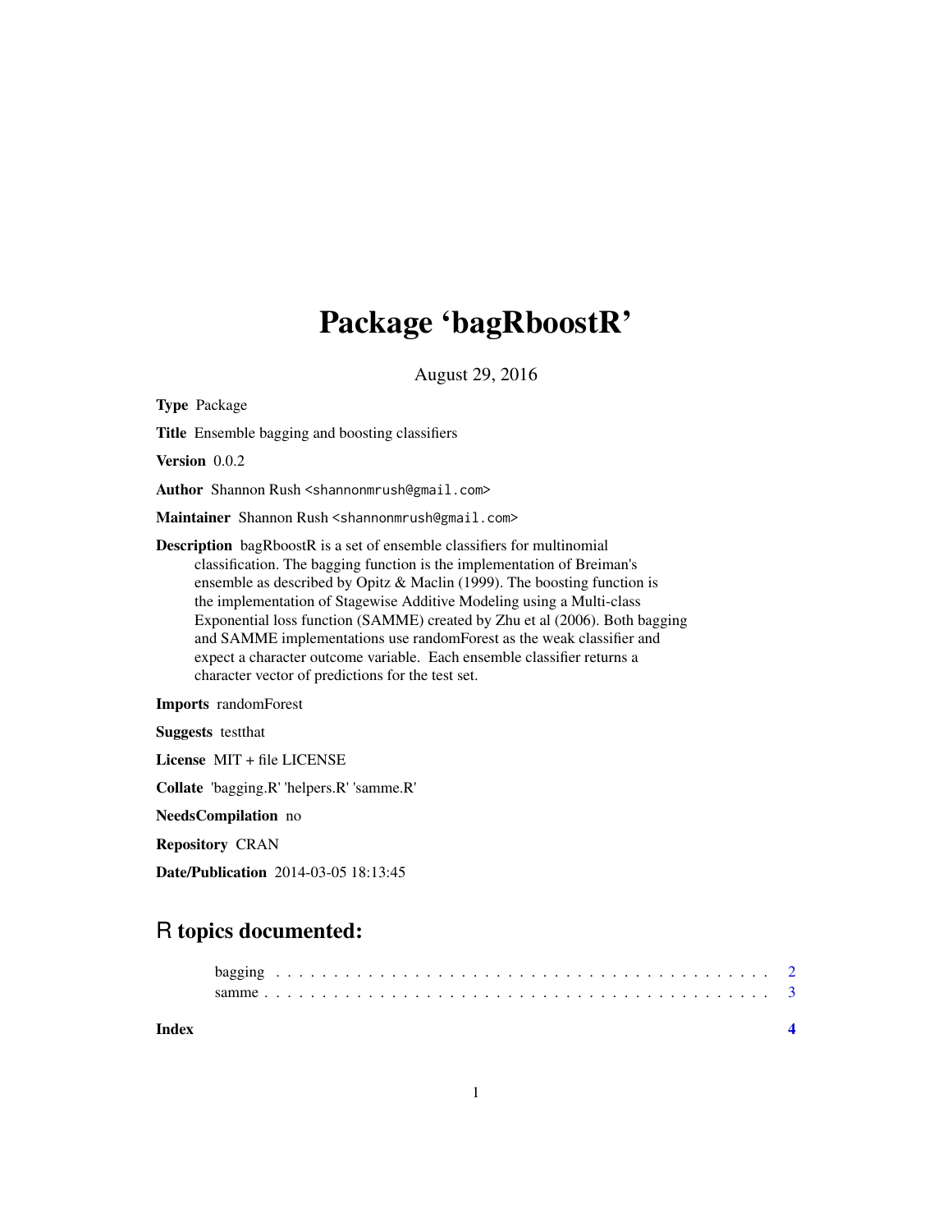# Package 'bagRboostR'

August 29, 2016

**Type** Package

**Title** Ensemble bagging and boosting classifiers

**Version** 0.0.2

**Author** Shannon Rush <shannonmrush@gmail.com>

**Maintainer** Shannon Rush <shannonmrush@gmail.com>

**Description** bagRboostR is a set of ensemble classifiers for multinomial classification. The bagging function is the implementation of Breiman's ensemble as described by Opitz & Maclin (1999). The boosting function is the implementation of Stagewise Additive Modeling using a Multi-class Exponential loss function (SAMME) created by Zhu et al (2006). Both bagging and SAMME implementations use randomForest as the weak classifier and expect a character outcome variable. Each ensemble classifier returns a character vector of predictions for the test set.

**Imports** randomForest

**Suggests** testthat

**License** MIT + file LICENSE

**Collate** 'bagging.R' 'helpers.R' 'samme.R'

**NeedsCompilation** no

**Repository** CRAN

**Date/Publication** 2014-03-05 18:13:45

## R topics documented:

- bagging . . . . . . . . . . . . . . . . . . . . . . . . . . . . . . . . . . . . . . . . . 2
- samme . . . . . . . . . . . . . . . . . . . . . . . . . . . . . . . . . . . . . . . . . 3

**Index** 4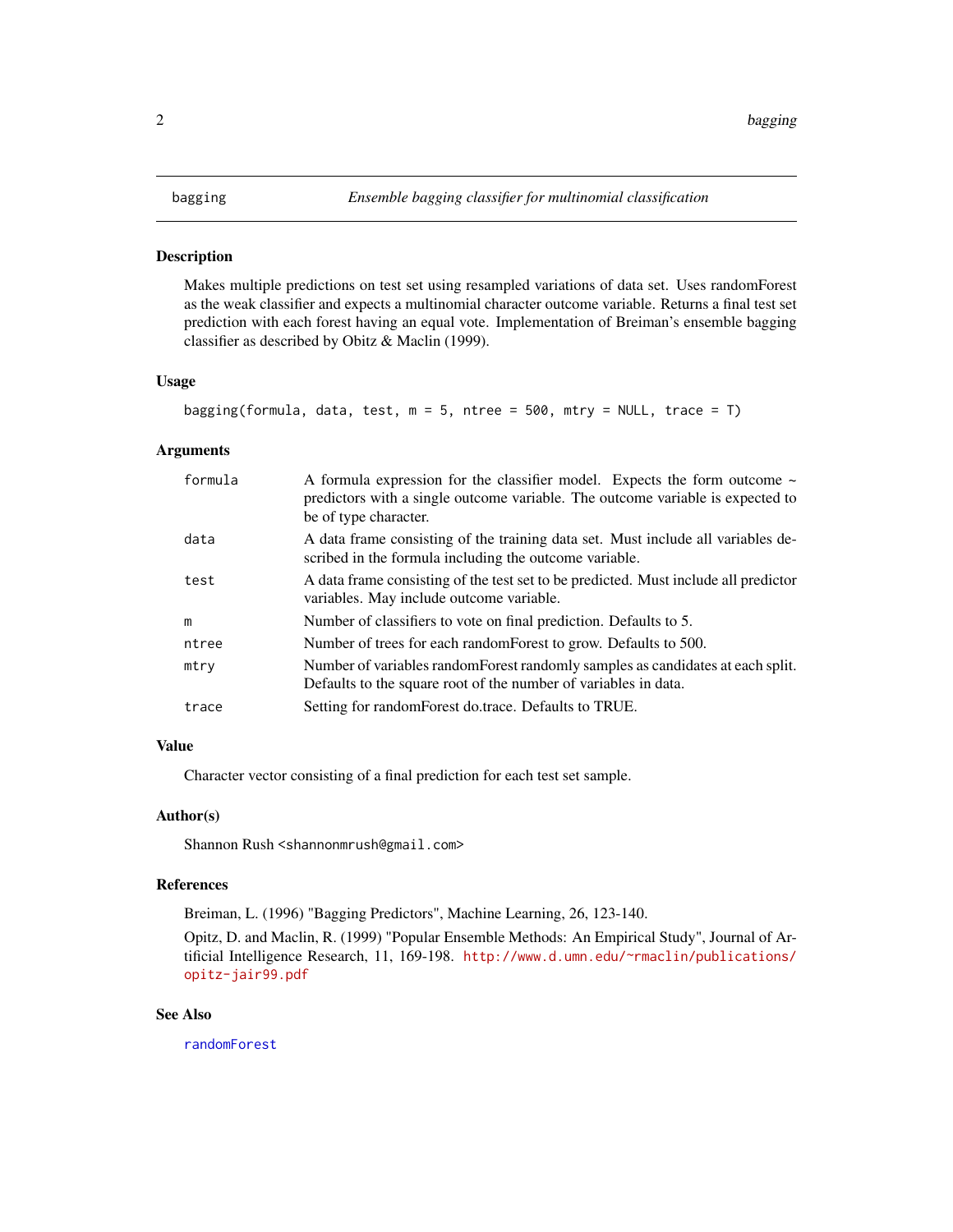## bagging — *Ensemble bagging classifier for multinomial classification*

### Description

Makes multiple predictions on test set using resampled variations of data set. Uses randomForest as the weak classifier and expects a multinomial character outcome variable. Returns a final test set prediction with each forest having an equal vote. Implementation of Breiman's ensemble bagging classifier as described by Obitz & Maclin (1999).

### Usage

```
bagging(formula, data, test, m = 5, ntree = 500, mtry = NULL, trace = T)
```

### Arguments

| Argument | Description |
|---|---|
| `formula` | A formula expression for the classifier model. Expects the form outcome ~ predictors with a single outcome variable. The outcome variable is expected to be of type character. |
| `data` | A data frame consisting of the training data set. Must include all variables described in the formula including the outcome variable. |
| `test` | A data frame consisting of the test set to be predicted. Must include all predictor variables. May include outcome variable. |
| `m` | Number of classifiers to vote on final prediction. Defaults to 5. |
| `ntree` | Number of trees for each randomForest to grow. Defaults to 500. |
| `mtry` | Number of variables randomForest randomly samples as candidates at each split. Defaults to the square root of the number of variables in data. |
| `trace` | Setting for randomForest do.trace. Defaults to TRUE. |

### Value

Character vector consisting of a final prediction for each test set sample.

### Author(s)

Shannon Rush <shannonmrush@gmail.com>

### References

Breiman, L. (1996) "Bagging Predictors", Machine Learning, 26, 123-140.

Opitz, D. and Maclin, R. (1999) "Popular Ensemble Methods: An Empirical Study", Journal of Artificial Intelligence Research, 11, 169-198. http://www.d.umn.edu/~rmaclin/publications/opitz-jair99.pdf

### See Also

randomForest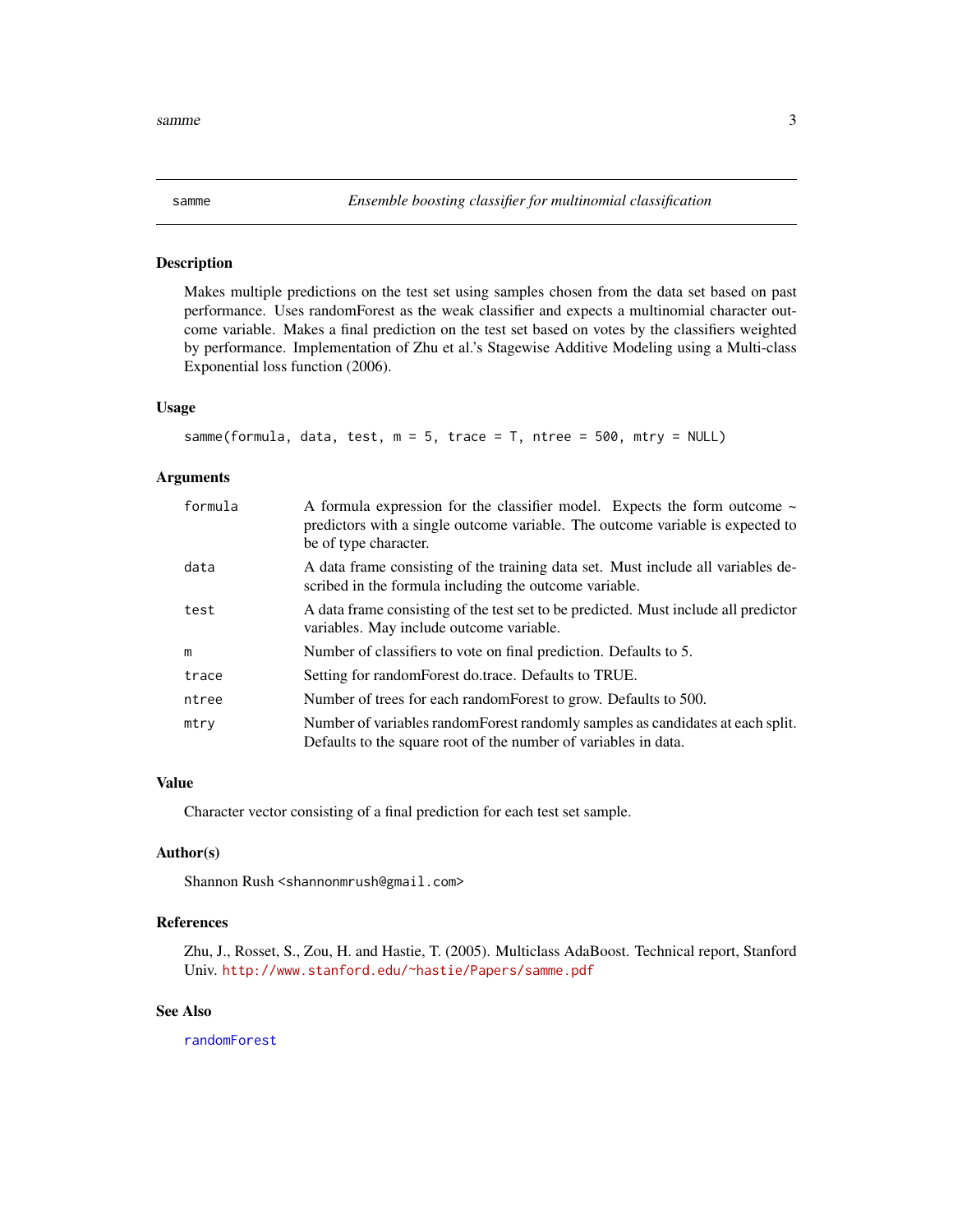# samme — *Ensemble boosting classifier for multinomial classification*

## Description

Makes multiple predictions on the test set using samples chosen from the data set based on past performance. Uses randomForest as the weak classifier and expects a multinomial character outcome variable. Makes a final prediction on the test set based on votes by the classifiers weighted by performance. Implementation of Zhu et al.'s Stagewise Additive Modeling using a Multi-class Exponential loss function (2006).

## Usage

```
samme(formula, data, test, m = 5, trace = T, ntree = 500, mtry = NULL)
```

## Arguments

| Argument | Description |
|---|---|
| `formula` | A formula expression for the classifier model. Expects the form outcome ~ predictors with a single outcome variable. The outcome variable is expected to be of type character. |
| `data` | A data frame consisting of the training data set. Must include all variables described in the formula including the outcome variable. |
| `test` | A data frame consisting of the test set to be predicted. Must include all predictor variables. May include outcome variable. |
| `m` | Number of classifiers to vote on final prediction. Defaults to 5. |
| `trace` | Setting for randomForest do.trace. Defaults to TRUE. |
| `ntree` | Number of trees for each randomForest to grow. Defaults to 500. |
| `mtry` | Number of variables randomForest randomly samples as candidates at each split. Defaults to the square root of the number of variables in data. |

## Value

Character vector consisting of a final prediction for each test set sample.

## Author(s)

Shannon Rush <shannonmrush@gmail.com>

## References

Zhu, J., Rosset, S., Zou, H. and Hastie, T. (2005). Multiclass AdaBoost. Technical report, Stanford Univ. http://www.stanford.edu/~hastie/Papers/samme.pdf

## See Also

randomForest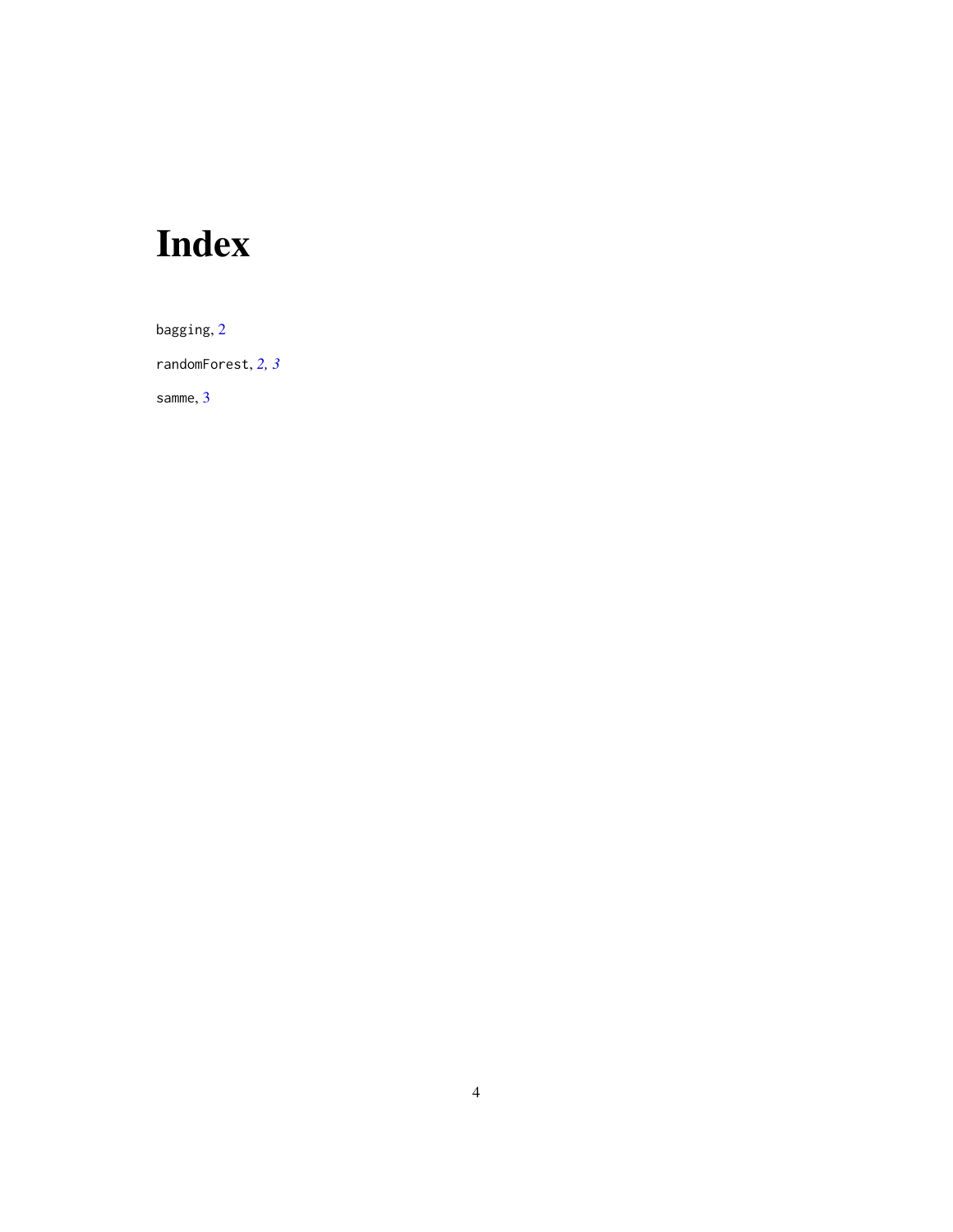# Index

`bagging`, 2

`randomForest`, *2, 3*

`samme`, 3